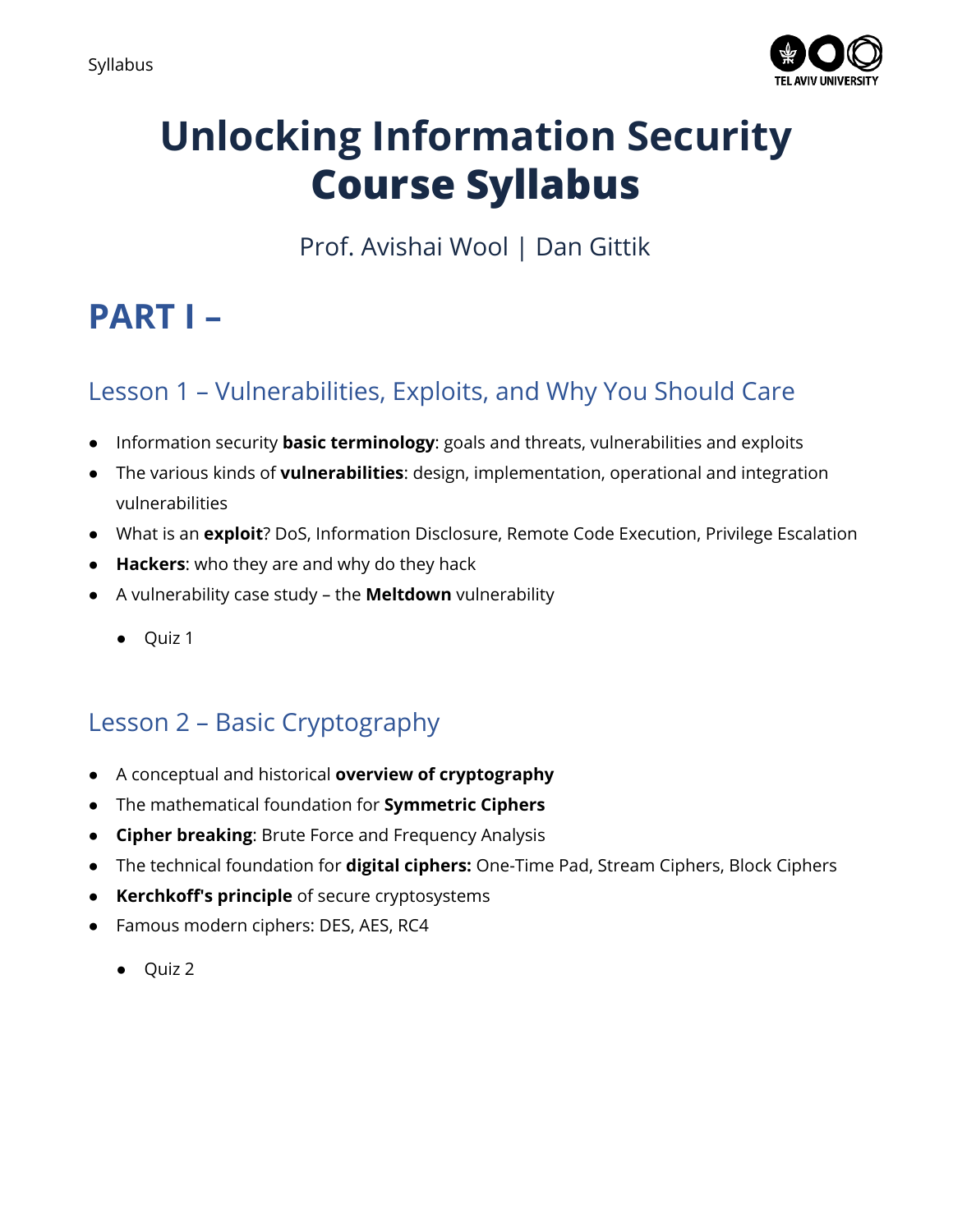# Unlocking Information Security
# Course Syllabus

Prof. Avishai Wool | Dan Gittik

## PART I –

### Lesson 1 – Vulnerabilities, Exploits, and Why You Should Care

- Information security **basic terminology**: goals and threats, vulnerabilities and exploits
- The various kinds of **vulnerabilities**: design, implementation, operational and integration vulnerabilities
- What is an **exploit**? DoS, Information Disclosure, Remote Code Execution, Privilege Escalation
- **Hackers**: who they are and why do they hack
- A vulnerability case study – the **Meltdown** vulnerability
    - Quiz 1

### Lesson 2 – Basic Cryptography

- A conceptual and historical **overview of cryptography**
- The mathematical foundation for **Symmetric Ciphers**
- **Cipher breaking**: Brute Force and Frequency Analysis
- The technical foundation for **digital ciphers:** One-Time Pad, Stream Ciphers, Block Ciphers
- **Kerchkoff's principle** of secure cryptosystems
- Famous modern ciphers: DES, AES, RC4
    - Quiz 2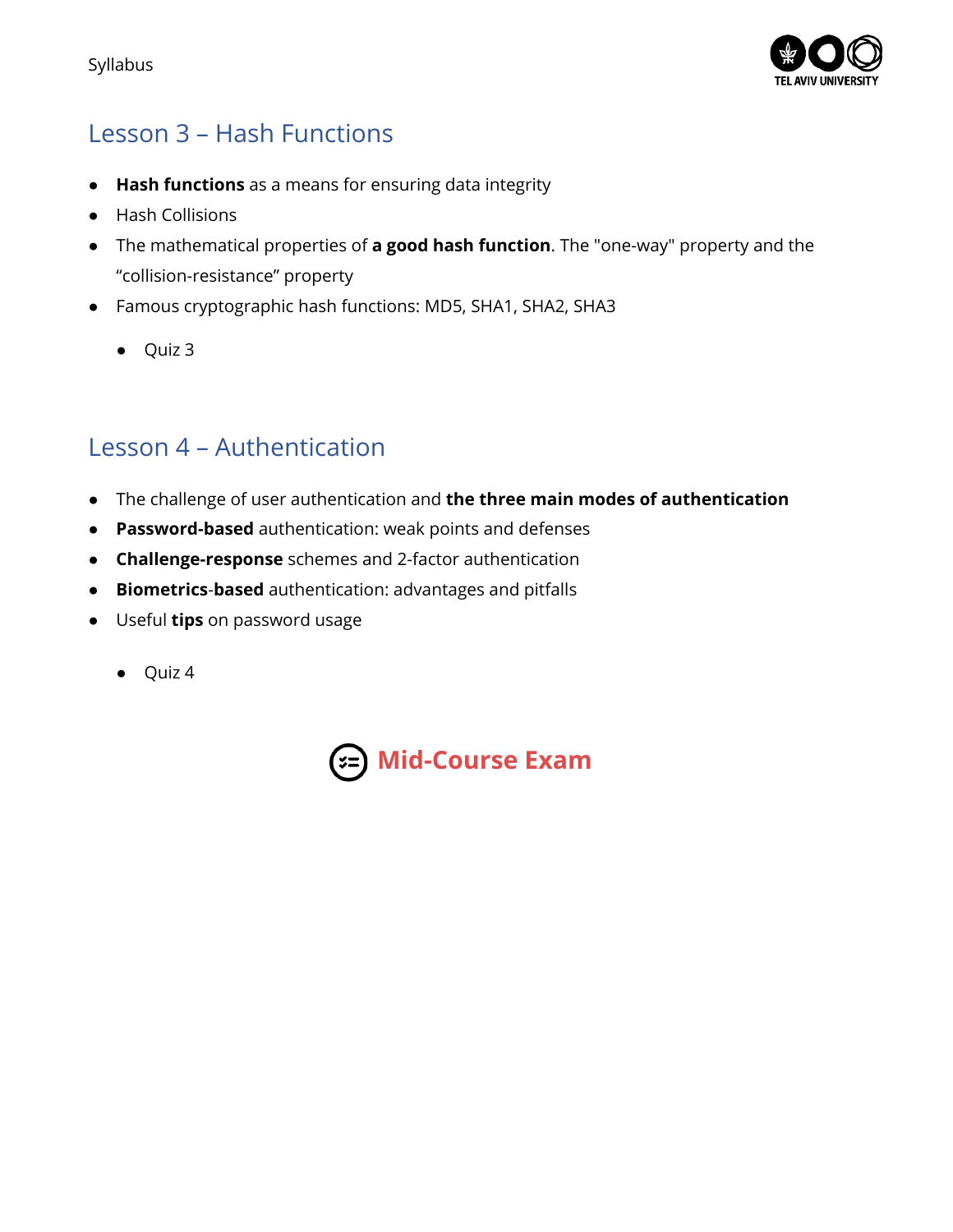## Lesson 3 – Hash Functions

- **Hash functions** as a means for ensuring data integrity
- Hash Collisions
- The mathematical properties of **a good hash function**. The "one-way" property and the "collision-resistance" property
- Famous cryptographic hash functions: MD5, SHA1, SHA2, SHA3
  - Quiz 3

## Lesson 4 – Authentication

- The challenge of user authentication and **the three main modes of authentication**
- **Password-based** authentication: weak points and defenses
- **Challenge-response** schemes and 2-factor authentication
- **Biometrics-based** authentication: advantages and pitfalls
- Useful **tips** on password usage
  - Quiz 4

**Mid-Course Exam**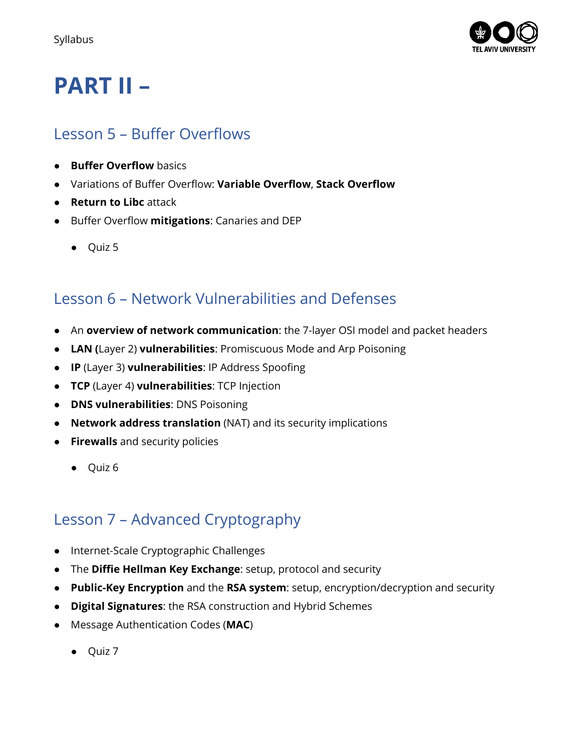# PART II –

## Lesson 5 – Buffer Overflows

- **Buffer Overflow** basics
- Variations of Buffer Overflow: **Variable Overflow**, **Stack Overflow**
- **Return to Libc** attack
- Buffer Overflow **mitigations**: Canaries and DEP
  - Quiz 5

## Lesson 6 – Network Vulnerabilities and Defenses

- An **overview of network communication**: the 7-layer OSI model and packet headers
- **LAN (**Layer 2) **vulnerabilities**: Promiscuous Mode and Arp Poisoning
- **IP** (Layer 3) **vulnerabilities**: IP Address Spoofing
- **TCP** (Layer 4) **vulnerabilities**: TCP Injection
- **DNS vulnerabilities**: DNS Poisoning
- **Network address translation** (NAT) and its security implications
- **Firewalls** and security policies
  - Quiz 6

## Lesson 7 – Advanced Cryptography

- Internet-Scale Cryptographic Challenges
- The **Diffie Hellman Key Exchange**: setup, protocol and security
- **Public-Key Encryption** and the **RSA system**: setup, encryption/decryption and security
- **Digital Signatures**: the RSA construction and Hybrid Schemes
- Message Authentication Codes (**MAC**)
  - Quiz 7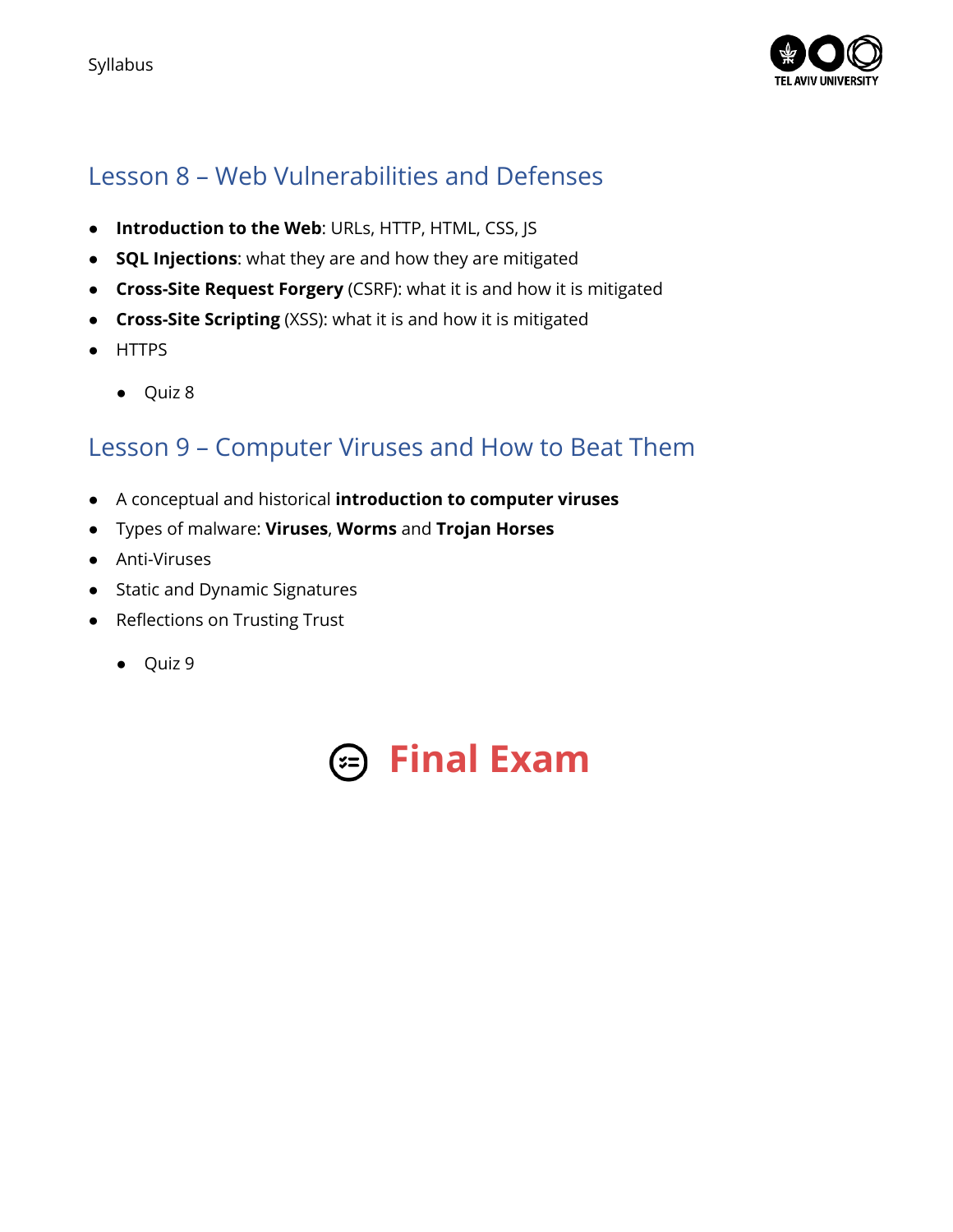## Lesson 8 – Web Vulnerabilities and Defenses

- **Introduction to the Web**: URLs, HTTP, HTML, CSS, JS
- **SQL Injections**: what they are and how they are mitigated
- **Cross-Site Request Forgery** (CSRF): what it is and how it is mitigated
- **Cross-Site Scripting** (XSS): what it is and how it is mitigated
- HTTPS
    - Quiz 8

## Lesson 9 – Computer Viruses and How to Beat Them

- A conceptual and historical **introduction to computer viruses**
- Types of malware: **Viruses**, **Worms** and **Trojan Horses**
- Anti-Viruses
- Static and Dynamic Signatures
- Reflections on Trusting Trust
    - Quiz 9

# Final Exam